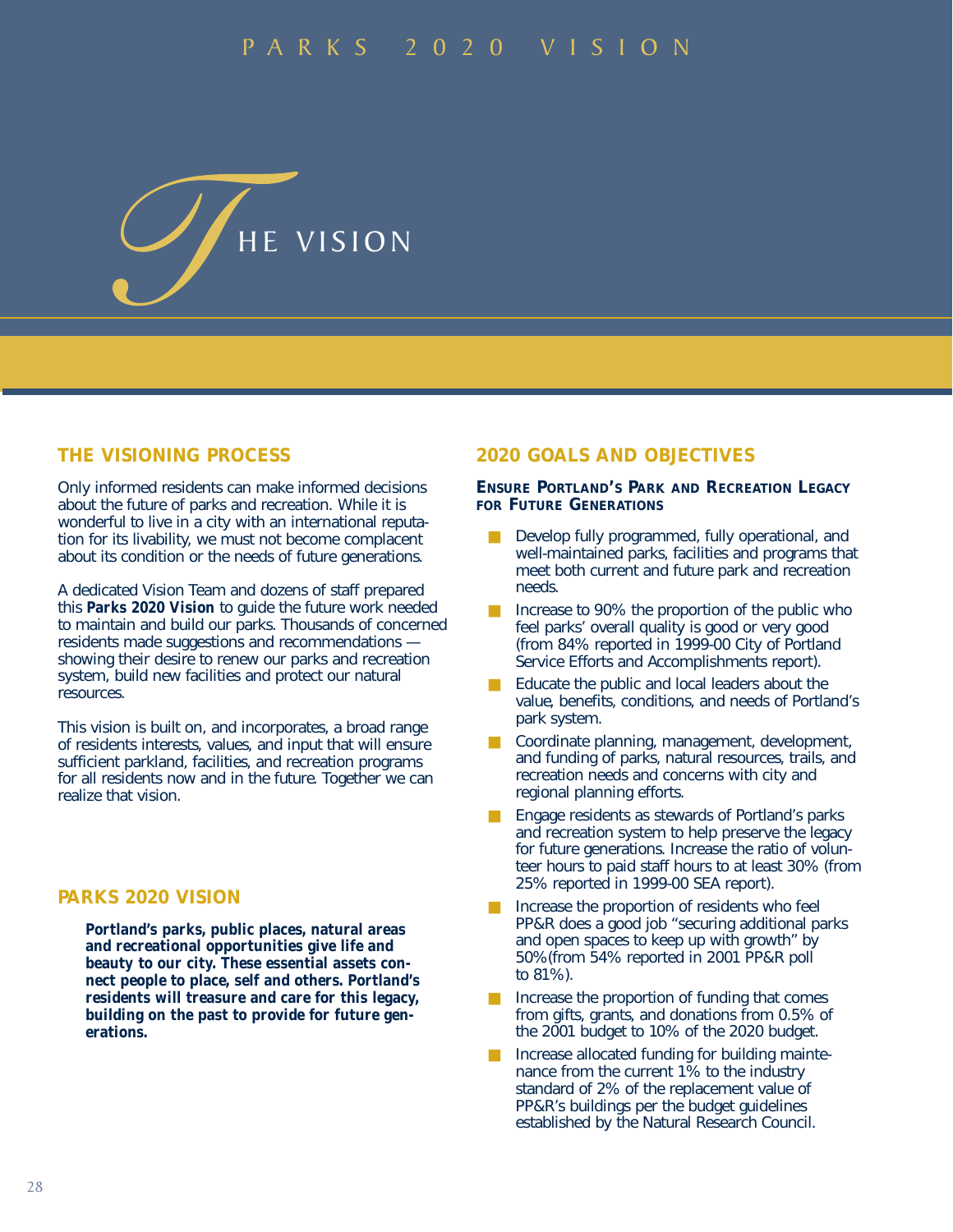PARKS 2020 VISION

# THE VISION

## THE VISIONING PROCESS

Only informed residents can make informed decisions about the future of parks and recreation. While it is wonderful to live in a city with an international reputation for its livability, we must not become complacent about its condition or the needs of future generations.

A dedicated Vision Team and dozens of staff prepared this **Parks 2020 Vision** to guide the future work needed to maintain and build our parks. Thousands of concerned residents made suggestions and recommendations — showing their desire to renew our parks and recreation system, build new facilities and protect our natural resources.

This vision is built on, and incorporates, a broad range of residents interests, values, and input that will ensure sufficient parkland, facilities, and recreation programs for all residents now and in the future. Together we can realize that vision.

## PARKS 2020 VISION

**Portland's parks, public places, natural areas and recreational opportunities give life and beauty to our city. These essential assets connect people to place, self and others. Portland's residents will treasure and care for this legacy, building on the past to provide for future generations.**

## 2020 GOALS AND OBJECTIVES

### Ensure Portland's Park and Recreation Legacy for Future Generations

- Develop fully programmed, fully operational, and well-maintained parks, facilities and programs that meet both current and future park and recreation needs.
- Increase to 90% the proportion of the public who feel parks' overall quality is good or very good (from 84% reported in 1999-00 City of Portland Service Efforts and Accomplishments report).
- Educate the public and local leaders about the value, benefits, conditions, and needs of Portland's park system.
- Coordinate planning, management, development, and funding of parks, natural resources, trails, and recreation needs and concerns with city and regional planning efforts.
- Engage residents as stewards of Portland's parks and recreation system to help preserve the legacy for future generations. Increase the ratio of volunteer hours to paid staff hours to at least 30% (from 25% reported in 1999-00 SEA report).
- Increase the proportion of residents who feel PP&R does a good job "securing additional parks and open spaces to keep up with growth" by 50%(from 54% reported in 2001 PP&R poll to 81%).
- Increase the proportion of funding that comes from gifts, grants, and donations from 0.5% of the 2001 budget to 10% of the 2020 budget.
- Increase allocated funding for building maintenance from the current 1% to the industry standard of 2% of the replacement value of PP&R's buildings per the budget guidelines established by the Natural Research Council.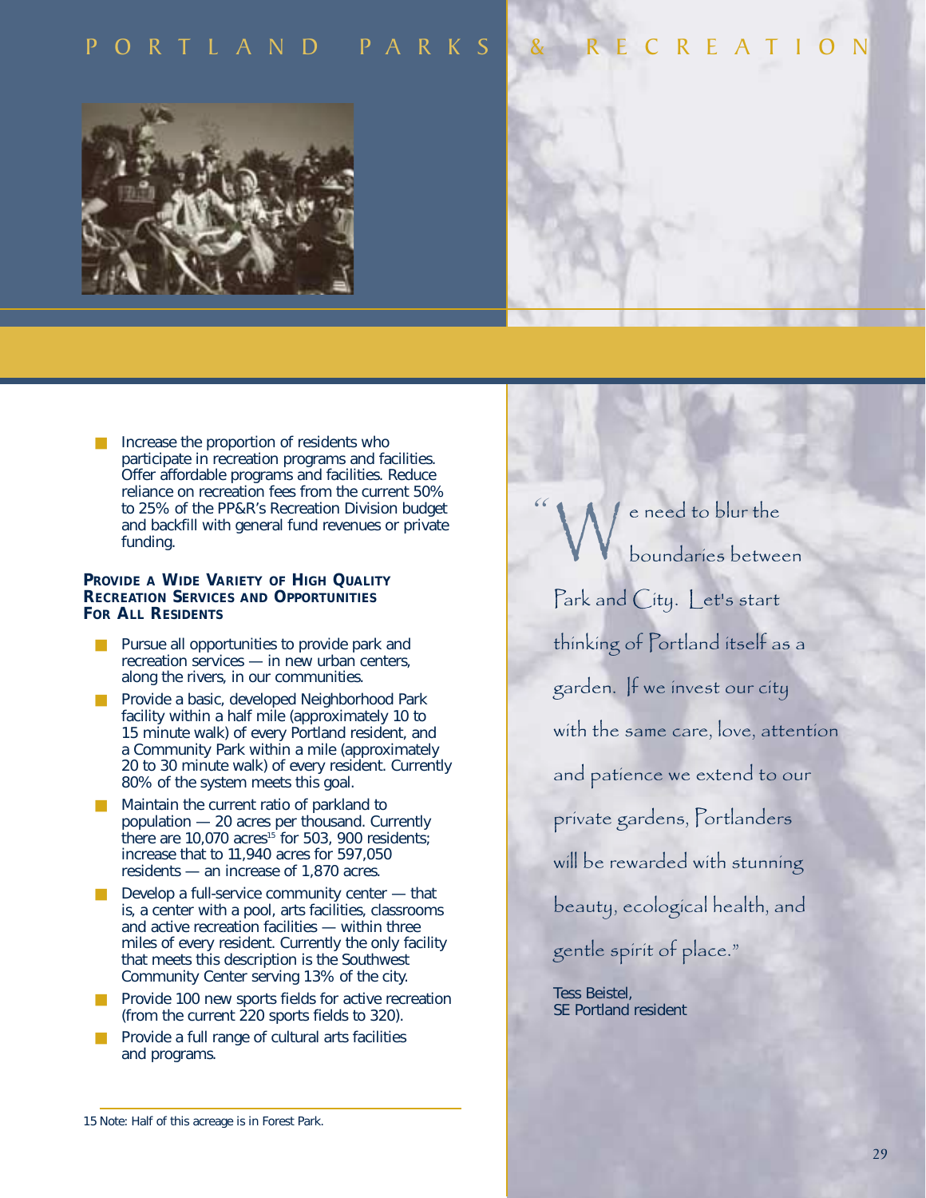- Increase the proportion of residents who participate in recreation programs and facilities. Offer affordable programs and facilities. Reduce reliance on recreation fees from the current 50% to 25% of the PP&R's Recreation Division budget and backfill with general fund revenues or private funding.

### PROVIDE A WIDE VARIETY OF HIGH QUALITY RECREATION SERVICES AND OPPORTUNITIES FOR ALL RESIDENTS

- Pursue all opportunities to provide park and recreation services — in new urban centers, along the rivers, in our communities.
- Provide a basic, developed Neighborhood Park facility within a half mile (approximately 10 to 15 minute walk) of every Portland resident, and a Community Park within a mile (approximately 20 to 30 minute walk) of every resident. Currently 80% of the system meets this goal.
- Maintain the current ratio of parkland to population — 20 acres per thousand. Currently there are 10,070 acres[15] for 503, 900 residents; increase that to 11,940 acres for 597,050 residents — an increase of 1,870 acres.
- Develop a full-service community center — that is, a center with a pool, arts facilities, classrooms and active recreation facilities — within three miles of every resident. Currently the only facility that meets this description is the Southwest Community Center serving 13% of the city.
- Provide 100 new sports fields for active recreation (from the current 220 sports fields to 320).
- Provide a full range of cultural arts facilities and programs.

15 Note: Half of this acreage is in Forest Park.

"We need to blur the boundaries between Park and City. Let's start thinking of Portland itself as a garden. If we invest our city with the same care, love, attention and patience we extend to our private gardens, Portlanders will be rewarded with stunning beauty, ecological health, and gentle spirit of place."

Tess Beistel,
SE Portland resident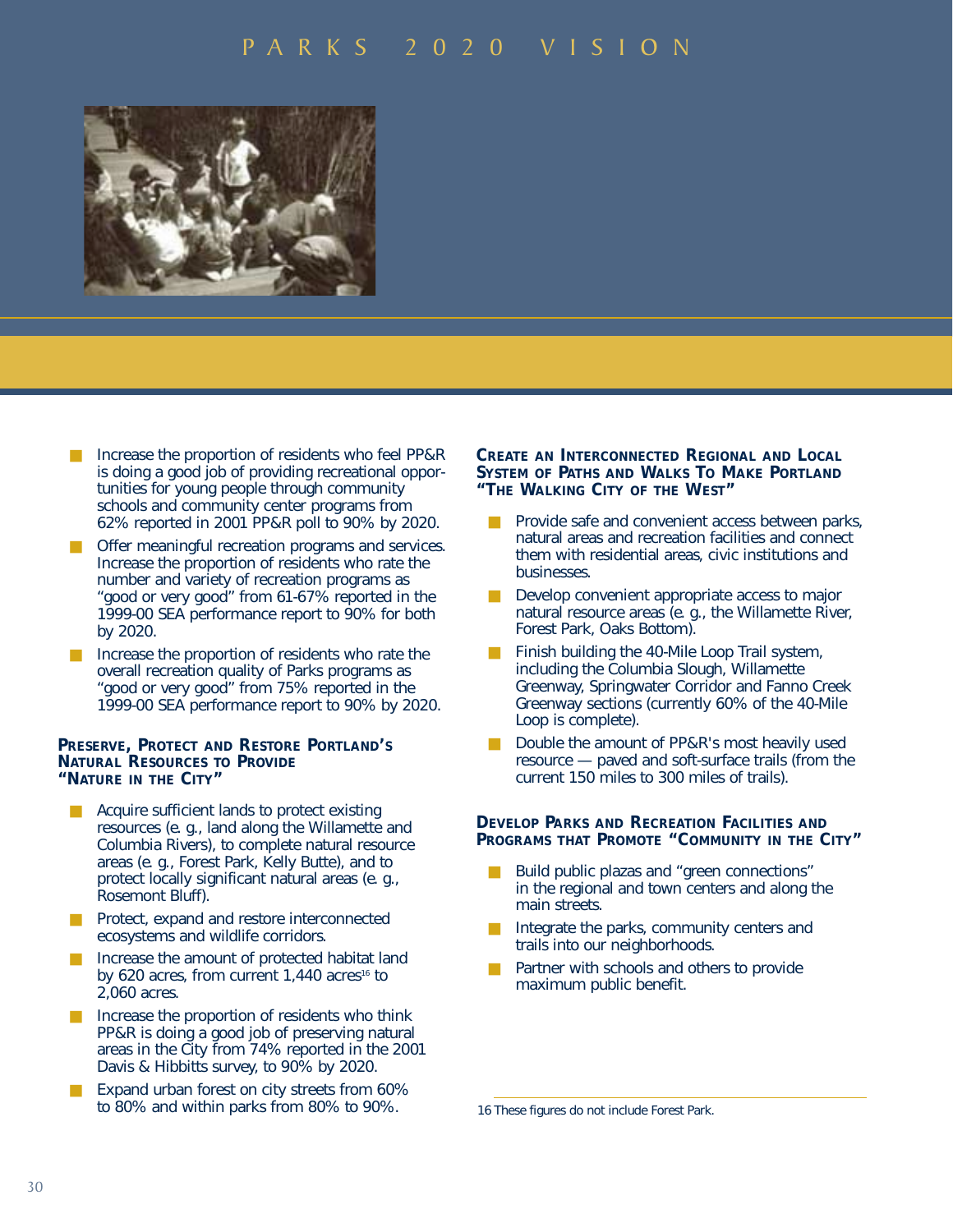- Increase the proportion of residents who feel PP&R is doing a good job of providing recreational opportunities for young people through community schools and community center programs from 62% reported in 2001 PP&R poll to 90% by 2020.
- Offer meaningful recreation programs and services. Increase the proportion of residents who rate the number and variety of recreation programs as "good or very good" from 61-67% reported in the 1999-00 SEA performance report to 90% for both by 2020.
- Increase the proportion of residents who rate the overall recreation quality of Parks programs as "good or very good" from 75% reported in the 1999-00 SEA performance report to 90% by 2020.

### Preserve, Protect and Restore Portland's Natural Resources to Provide "Nature in the City"

- Acquire sufficient lands to protect existing resources (e. g., land along the Willamette and Columbia Rivers), to complete natural resource areas (e. g., Forest Park, Kelly Butte), and to protect locally significant natural areas (e. g., Rosemont Bluff).
- Protect, expand and restore interconnected ecosystems and wildlife corridors.
- Increase the amount of protected habitat land by 620 acres, from current 1,440 acres[16] to 2,060 acres.
- Increase the proportion of residents who think PP&R is doing a good job of preserving natural areas in the City from 74% reported in the 2001 Davis & Hibbitts survey, to 90% by 2020.
- Expand urban forest on city streets from 60% to 80% and within parks from 80% to 90%.

### Create an Interconnected Regional and Local System of Paths and Walks To Make Portland "The Walking City of the West"

- Provide safe and convenient access between parks, natural areas and recreation facilities and connect them with residential areas, civic institutions and businesses.
- Develop convenient appropriate access to major natural resource areas (e. g., the Willamette River, Forest Park, Oaks Bottom).
- Finish building the 40-Mile Loop Trail system, including the Columbia Slough, Willamette Greenway, Springwater Corridor and Fanno Creek Greenway sections (currently 60% of the 40-Mile Loop is complete).
- Double the amount of PP&R's most heavily used resource — paved and soft-surface trails (from the current 150 miles to 300 miles of trails).

### Develop Parks and Recreation Facilities and Programs that Promote "Community in the City"

- Build public plazas and "green connections" in the regional and town centers and along the main streets.
- Integrate the parks, community centers and trails into our neighborhoods.
- Partner with schools and others to provide maximum public benefit.

16 These figures do not include Forest Park.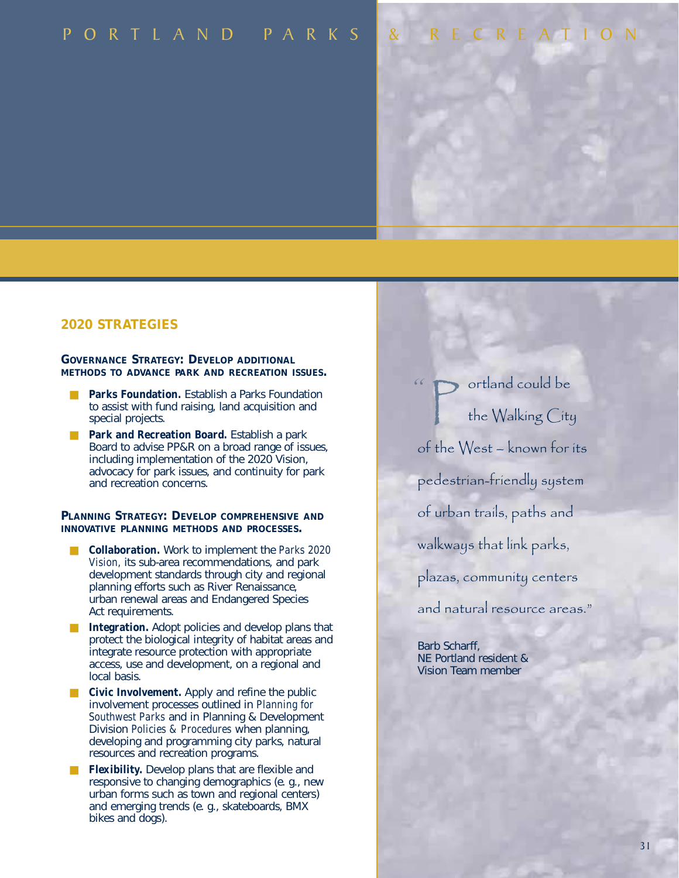## 2020 STRATEGIES

**GOVERNANCE STRATEGY: DEVELOP ADDITIONAL METHODS TO ADVANCE PARK AND RECREATION ISSUES.**

- **Parks Foundation.** Establish a Parks Foundation to assist with fund raising, land acquisition and special projects.
- **Park and Recreation Board.** Establish a park Board to advise PP&R on a broad range of issues, including implementation of the 2020 Vision, advocacy for park issues, and continuity for park and recreation concerns.

**PLANNING STRATEGY: DEVELOP COMPREHENSIVE AND INNOVATIVE PLANNING METHODS AND PROCESSES.**

- **Collaboration.** Work to implement the *Parks 2020 Vision,* its sub-area recommendations, and park development standards through city and regional planning efforts such as River Renaissance, urban renewal areas and Endangered Species Act requirements.
- **Integration.** Adopt policies and develop plans that protect the biological integrity of habitat areas and integrate resource protection with appropriate access, use and development, on a regional and local basis.
- **Civic Involvement.** Apply and refine the public involvement processes outlined in *Planning for Southwest Parks* and in Planning & Development Division *Policies & Procedures* when planning, developing and programming city parks, natural resources and recreation programs.
- **Flexibility.** Develop plans that are flexible and responsive to changing demographics (e. g., new urban forms such as town and regional centers) and emerging trends (e. g., skateboards, BMX bikes and dogs).

"Portland could be the Walking City of the West – known for its pedestrian-friendly system of urban trails, paths and walkways that link parks, plazas, community centers and natural resource areas."

Barb Scharff,
NE Portland resident &
Vision Team member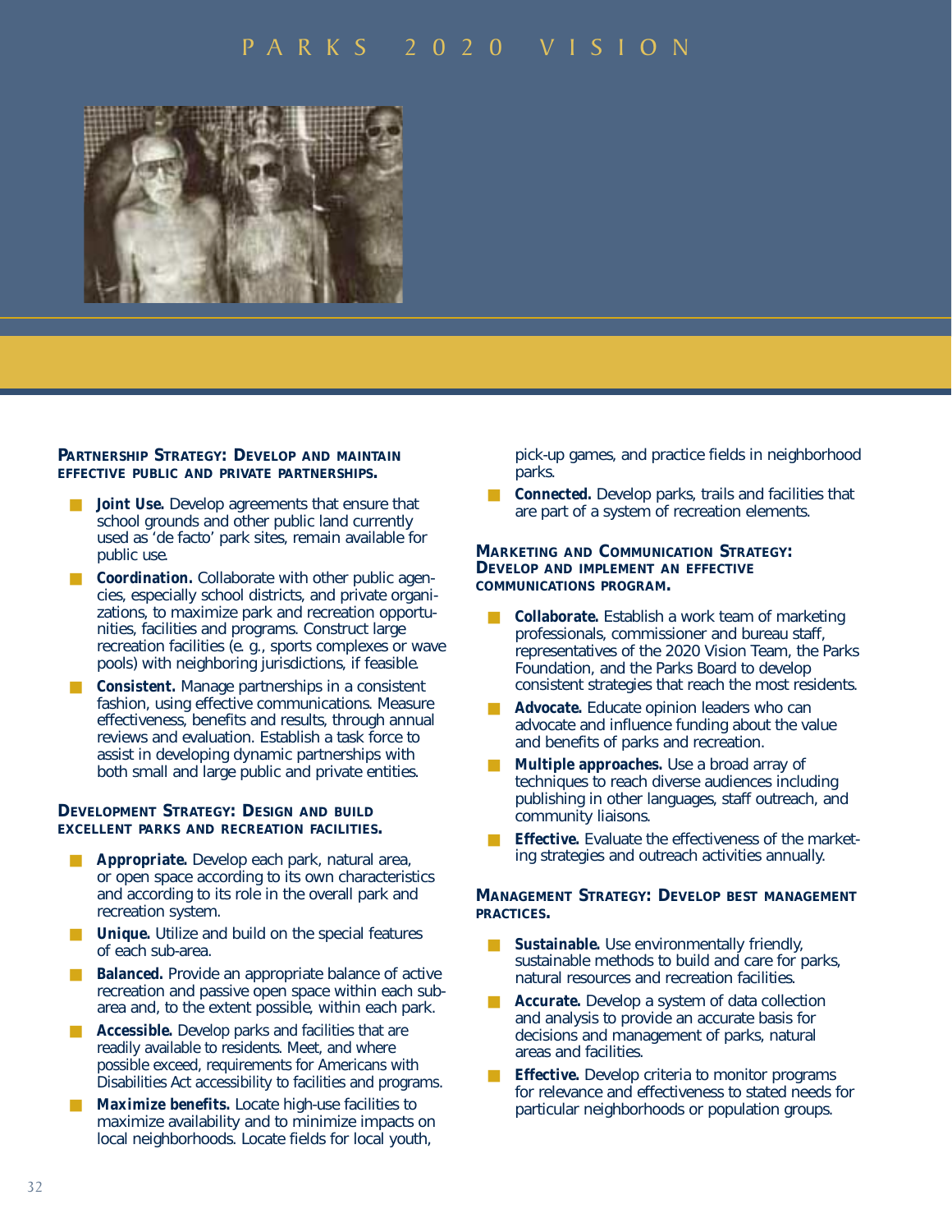### Partnership Strategy: Develop and maintain effective public and private partnerships.

- **Joint Use.** Develop agreements that ensure that school grounds and other public land currently used as 'de facto' park sites, remain available for public use.
- **Coordination.** Collaborate with other public agencies, especially school districts, and private organizations, to maximize park and recreation opportunities, facilities and programs. Construct large recreation facilities (e. g., sports complexes or wave pools) with neighboring jurisdictions, if feasible.
- **Consistent.** Manage partnerships in a consistent fashion, using effective communications. Measure effectiveness, benefits and results, through annual reviews and evaluation. Establish a task force to assist in developing dynamic partnerships with both small and large public and private entities.

### Development Strategy: Design and build excellent parks and recreation facilities.

- **Appropriate.** Develop each park, natural area, or open space according to its own characteristics and according to its role in the overall park and recreation system.
- **Unique.** Utilize and build on the special features of each sub-area.
- **Balanced.** Provide an appropriate balance of active recreation and passive open space within each sub-area and, to the extent possible, within each park.
- **Accessible.** Develop parks and facilities that are readily available to residents. Meet, and where possible exceed, requirements for Americans with Disabilities Act accessibility to facilities and programs.
- **Maximize benefits.** Locate high-use facilities to maximize availability and to minimize impacts on local neighborhoods. Locate fields for local youth, pick-up games, and practice fields in neighborhood parks.
- **Connected.** Develop parks, trails and facilities that are part of a system of recreation elements.

### Marketing and Communication Strategy: Develop and implement an effective communications program.

- **Collaborate.** Establish a work team of marketing professionals, commissioner and bureau staff, representatives of the 2020 Vision Team, the Parks Foundation, and the Parks Board to develop consistent strategies that reach the most residents.
- **Advocate.** Educate opinion leaders who can advocate and influence funding about the value and benefits of parks and recreation.
- **Multiple approaches.** Use a broad array of techniques to reach diverse audiences including publishing in other languages, staff outreach, and community liaisons.
- **Effective.** Evaluate the effectiveness of the marketing strategies and outreach activities annually.

### Management Strategy: Develop best management practices.

- **Sustainable.** Use environmentally friendly, sustainable methods to build and care for parks, natural resources and recreation facilities.
- **Accurate.** Develop a system of data collection and analysis to provide an accurate basis for decisions and management of parks, natural areas and facilities.
- **Effective.** Develop criteria to monitor programs for relevance and effectiveness to stated needs for particular neighborhoods or population groups.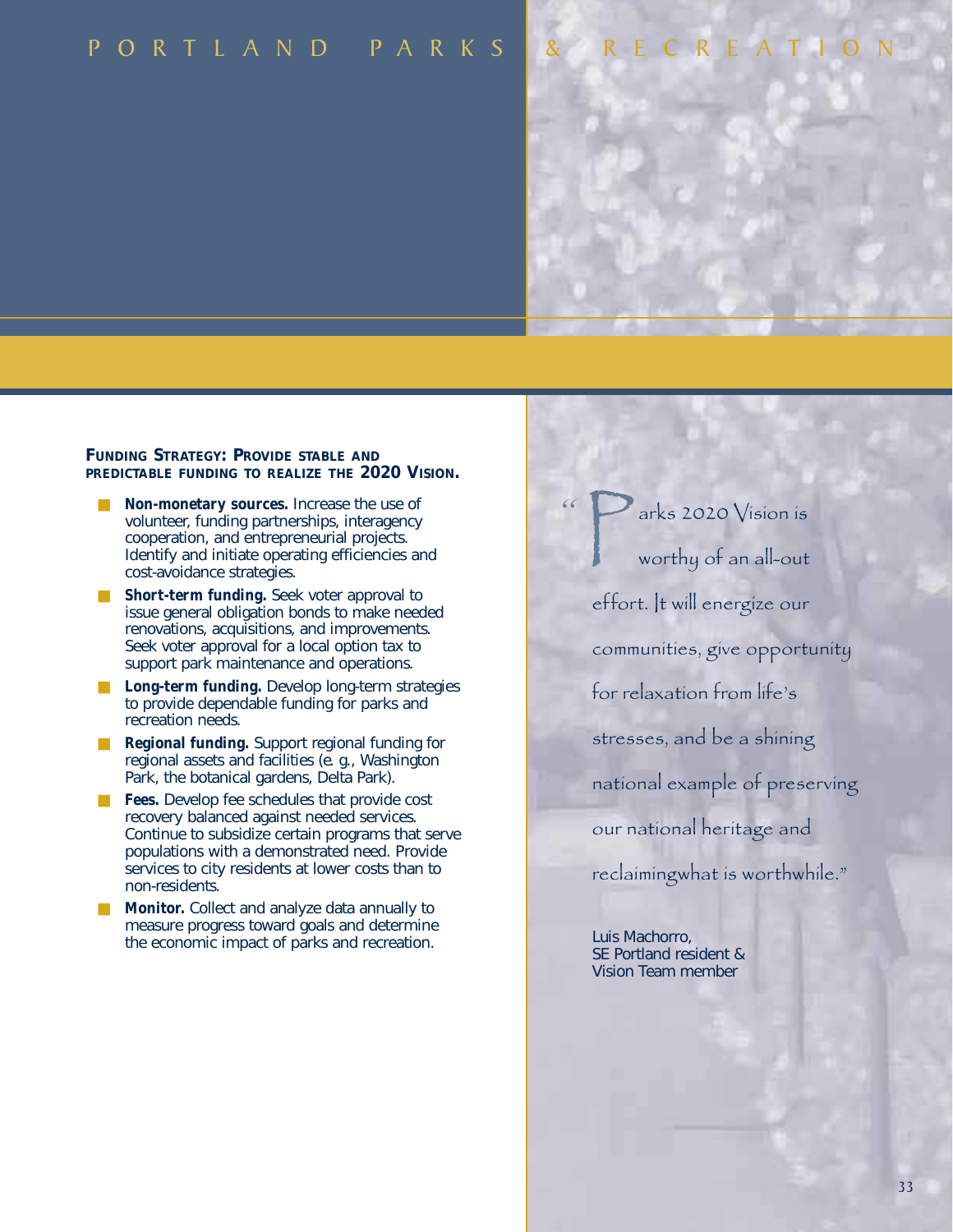## Funding Strategy: Provide stable and predictable funding to realize the 2020 Vision.

- **Non-monetary sources.** Increase the use of volunteer, funding partnerships, interagency cooperation, and entrepreneurial projects. Identify and initiate operating efficiencies and cost-avoidance strategies.
- **Short-term funding.** Seek voter approval to issue general obligation bonds to make needed renovations, acquisitions, and improvements. Seek voter approval for a local option tax to support park maintenance and operations.
- **Long-term funding.** Develop long-term strategies to provide dependable funding for parks and recreation needs.
- **Regional funding.** Support regional funding for regional assets and facilities (e. g., Washington Park, the botanical gardens, Delta Park).
- **Fees.** Develop fee schedules that provide cost recovery balanced against needed services. Continue to subsidize certain programs that serve populations with a demonstrated need. Provide services to city residents at lower costs than to non-residents.
- **Monitor.** Collect and analyze data annually to measure progress toward goals and determine the economic impact of parks and recreation.

"Parks 2020 Vision is worthy of an all-out effort. It will energize our communities, give opportunity for relaxation from life's stresses, and be a shining national example of preserving our national heritage and reclamingwhat is worthwhile."

Luis Machorro,
SE Portland resident &
Vision Team member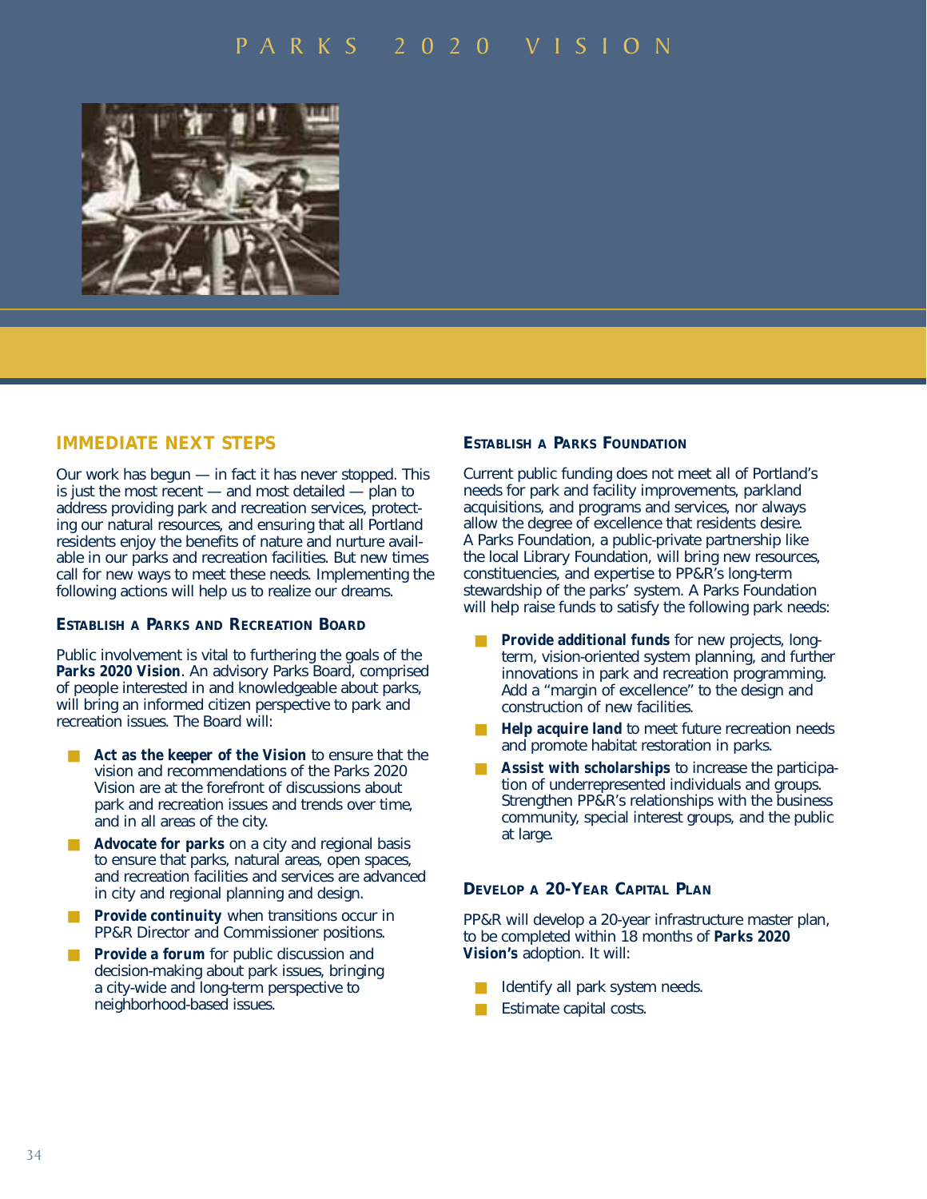## IMMEDIATE NEXT STEPS

Our work has begun — in fact it has never stopped. This is just the most recent — and most detailed — plan to address providing park and recreation services, protecting our natural resources, and ensuring that all Portland residents enjoy the benefits of nature and nurture available in our parks and recreation facilities. But new times call for new ways to meet these needs. Implementing the following actions will help us to realize our dreams.

### Establish a Parks and Recreation Board

Public involvement is vital to furthering the goals of the **Parks 2020 Vision**. An advisory Parks Board, comprised of people interested in and knowledgeable about parks, will bring an informed citizen perspective to park and recreation issues. The Board will:

- **Act as the keeper of the Vision** to ensure that the vision and recommendations of the Parks 2020 Vision are at the forefront of discussions about park and recreation issues and trends over time, and in all areas of the city.
- **Advocate for parks** on a city and regional basis to ensure that parks, natural areas, open spaces, and recreation facilities and services are advanced in city and regional planning and design.
- **Provide continuity** when transitions occur in PP&R Director and Commissioner positions.
- **Provide a forum** for public discussion and decision-making about park issues, bringing a city-wide and long-term perspective to neighborhood-based issues.

### Establish a Parks Foundation

Current public funding does not meet all of Portland's needs for park and facility improvements, parkland acquisitions, and programs and services, nor always allow the degree of excellence that residents desire. A Parks Foundation, a public-private partnership like the local Library Foundation, will bring new resources, constituencies, and expertise to PP&R's long-term stewardship of the parks' system. A Parks Foundation will help raise funds to satisfy the following park needs:

- **Provide additional funds** for new projects, long-term, vision-oriented system planning, and further innovations in park and recreation programming. Add a "margin of excellence" to the design and construction of new facilities.
- **Help acquire land** to meet future recreation needs and promote habitat restoration in parks.
- **Assist with scholarships** to increase the participation of underrepresented individuals and groups. Strengthen PP&R's relationships with the business community, special interest groups, and the public at large.

### Develop a 20-Year Capital Plan

PP&R will develop a 20-year infrastructure master plan, to be completed within 18 months of **Parks 2020 Vision's** adoption. It will:

- Identify all park system needs.
- Estimate capital costs.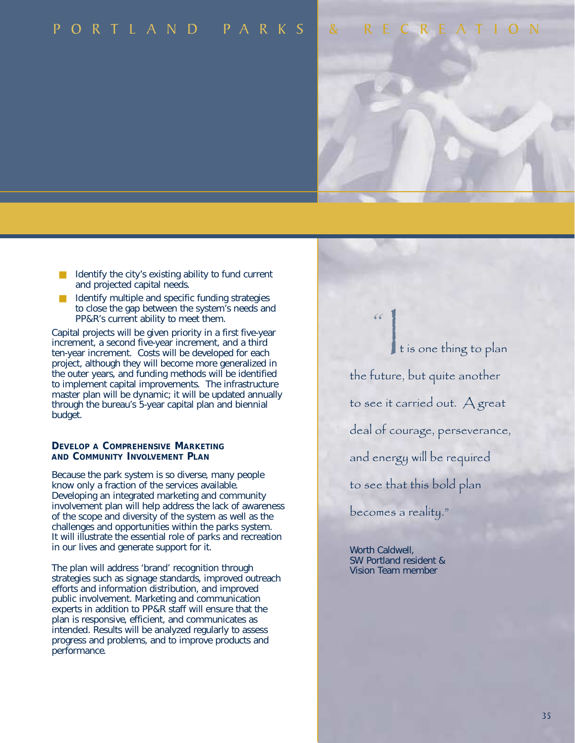- Identify the city's existing ability to fund current and projected capital needs.
- Identify multiple and specific funding strategies to close the gap between the system's needs and PP&R's current ability to meet them.

Capital projects will be given priority in a first five-year increment, a second five-year increment, and a third ten-year increment. Costs will be developed for each project, although they will become more generalized in the outer years, and funding methods will be identified to implement capital improvements. The infrastructure master plan will be dynamic; it will be updated annually through the bureau's 5-year capital plan and biennial budget.

### Develop a Comprehensive Marketing and Community Involvement Plan

Because the park system is so diverse, many people know only a fraction of the services available. Developing an integrated marketing and community involvement plan will help address the lack of awareness of the scope and diversity of the system as well as the challenges and opportunities within the parks system. It will illustrate the essential role of parks and recreation in our lives and generate support for it.

The plan will address 'brand' recognition through strategies such as signage standards, improved outreach efforts and information distribution, and improved public involvement. Marketing and communication experts in addition to PP&R staff will ensure that the plan is responsive, efficient, and communicates as intended. Results will be analyzed regularly to assess progress and problems, and to improve products and performance.

> "It is one thing to plan the future, but quite another to see it carried out. A great deal of courage, perseverance, and energy will be required to see that this bold plan becomes a reality."
>
> Worth Caldwell,
> SW Portland resident &
> Vision Team member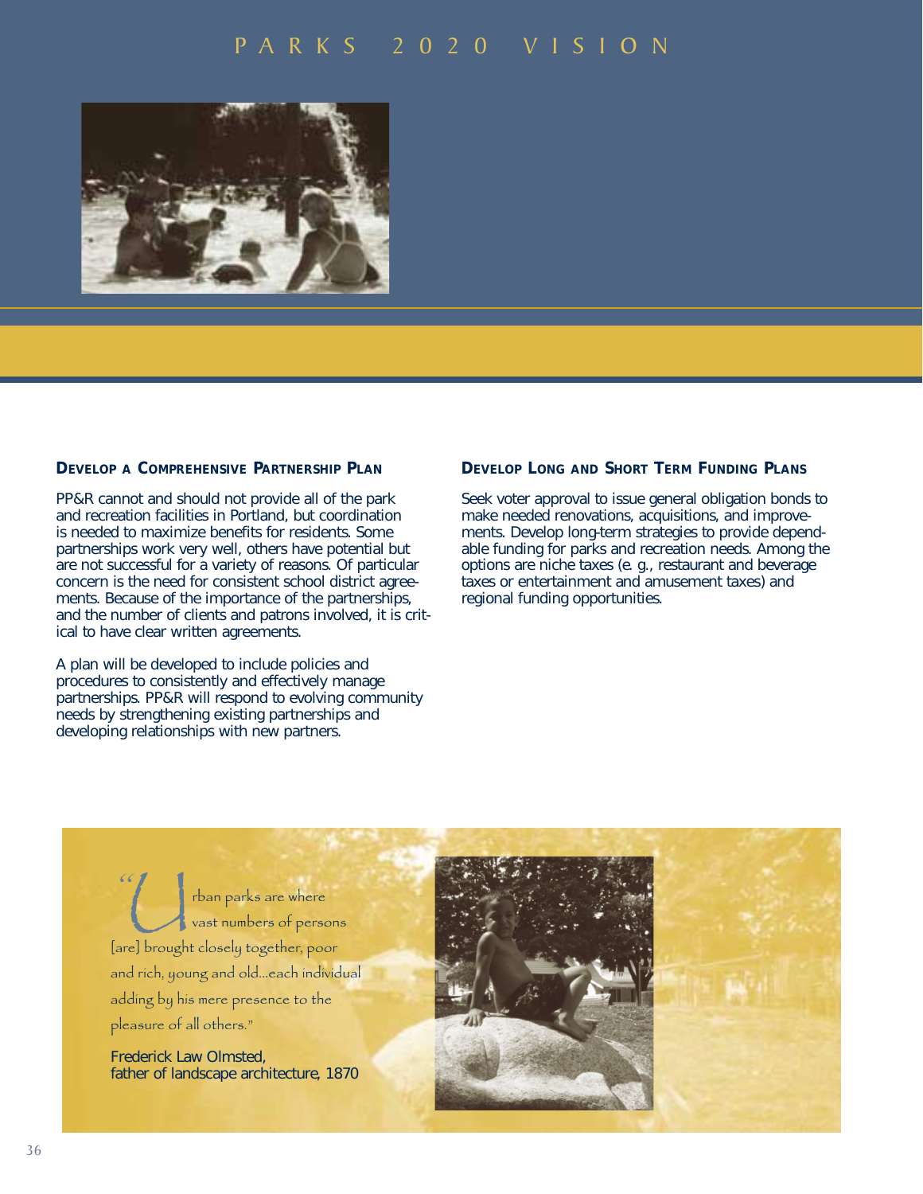### Develop a Comprehensive Partnership Plan

PP&R cannot and should not provide all of the park and recreation facilities in Portland, but coordination is needed to maximize benefits for residents. Some partnerships work very well, others have potential but are not successful for a variety of reasons. Of particular concern is the need for consistent school district agreements. Because of the importance of the partnerships, and the number of clients and patrons involved, it is critical to have clear written agreements.

A plan will be developed to include policies and procedures to consistently and effectively manage partnerships. PP&R will respond to evolving community needs by strengthening existing partnerships and developing relationships with new partners.

### Develop Long and Short Term Funding Plans

Seek voter approval to issue general obligation bonds to make needed renovations, acquisitions, and improvements. Develop long-term strategies to provide dependable funding for parks and recreation needs. Among the options are niche taxes (e. g., restaurant and beverage taxes or entertainment and amusement taxes) and regional funding opportunities.

"Urban parks are where vast numbers of persons [are] brought closely together, poor and rich, young and old...each individual adding by his mere presence to the pleasure of all others."

Frederick Law Olmsted,
father of landscape architecture, 1870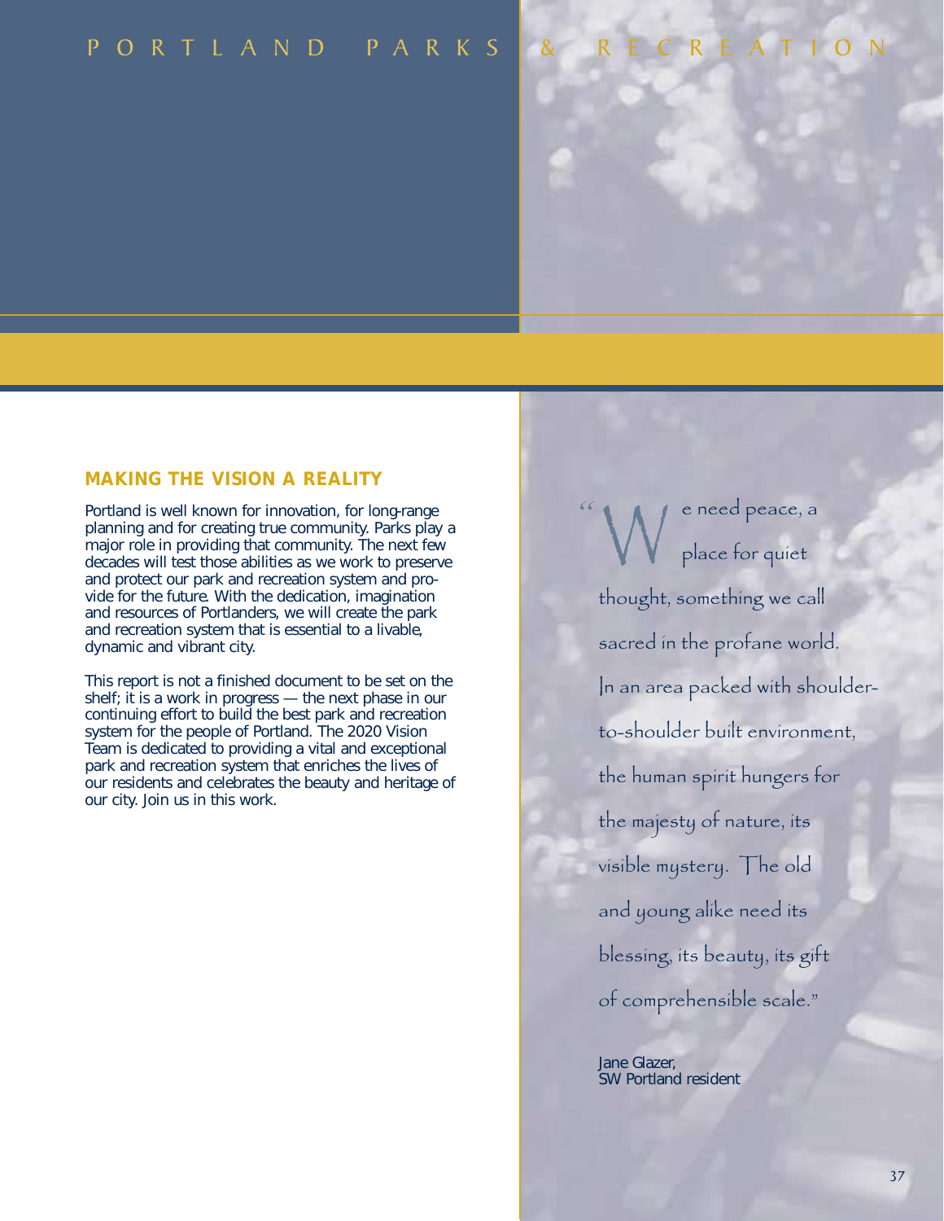## MAKING THE VISION A REALITY

Portland is well known for innovation, for long-range planning and for creating true community. Parks play a major role in providing that community. The next few decades will test those abilities as we work to preserve and protect our park and recreation system and provide for the future. With the dedication, imagination and resources of Portlanders, we will create the park and recreation system that is essential to a livable, dynamic and vibrant city.

This report is not a finished document to be set on the shelf; it is a work in progress — the next phase in our continuing effort to build the best park and recreation system for the people of Portland. The 2020 Vision Team is dedicated to providing a vital and exceptional park and recreation system that enriches the lives of our residents and celebrates the beauty and heritage of our city. Join us in this work.

"We need peace, a place for quiet thought, something we call sacred in the profane world. In an area packed with shoulder-to-shoulder built environment, the human spirit hungers for the majesty of nature, its visible mystery. The old and young alike need its blessing, its beauty, its gift of comprehensible scale."

Jane Glazer,
SW Portland resident